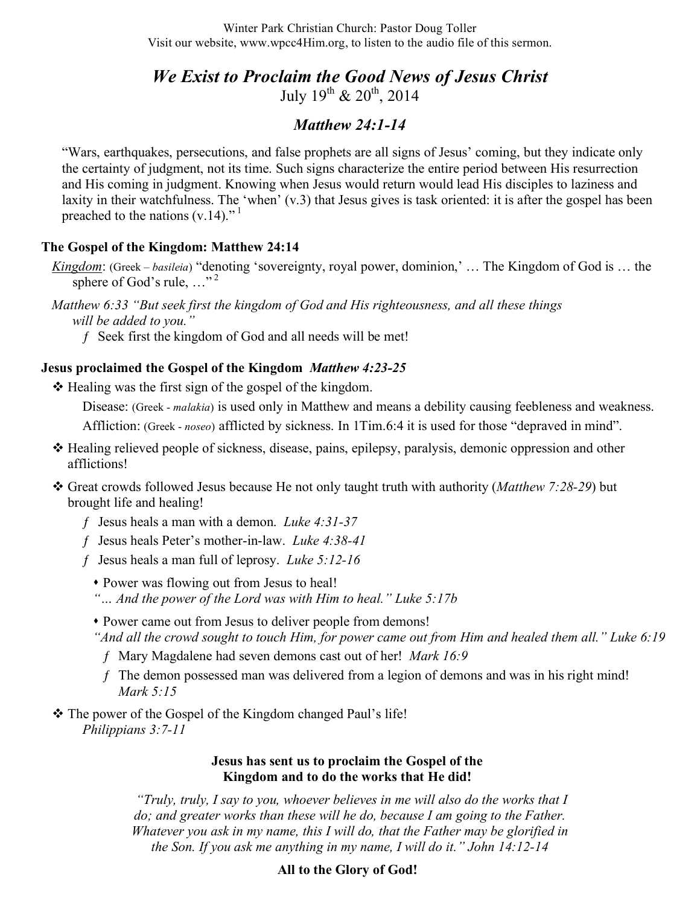Winter Park Christian Church: Pastor Doug Toller
Visit our website, www.wpcc4Him.org, to listen to the audio file of this sermon.

# *We Exist to Proclaim the Good News of Jesus Christ*

July 19th & 20th, 2014

## *Matthew 24:1-14*

"Wars, earthquakes, persecutions, and false prophets are all signs of Jesus' coming, but they indicate only the certainty of judgment, not its time. Such signs characterize the entire period between His resurrection and His coming in judgment. Knowing when Jesus would return would lead His disciples to laziness and laxity in their watchfulness. The 'when' (v.3) that Jesus gives is task oriented: it is after the gospel has been preached to the nations (v.14)." [1]

### The Gospel of the Kingdom: Matthew 24:14

***Kingdom***: (Greek – *basileia*) "denoting 'sovereignty, royal power, dominion,' … The Kingdom of God is … the sphere of God's rule, …" [2]

*Matthew 6:33 "But seek first the kingdom of God and His righteousness, and all these things will be added to you."*

- Seek first the kingdom of God and all needs will be met!

### Jesus proclaimed the Gospel of the Kingdom *Matthew 4:23-25*

- Healing was the first sign of the gospel of the kingdom.

  Disease: (Greek - *malakia*) is used only in Matthew and means a debility causing feebleness and weakness.

  Affliction: (Greek - *noseo*) afflicted by sickness. In 1Tim.6:4 it is used for those "depraved in mind".

- Healing relieved people of sickness, disease, pains, epilepsy, paralysis, demonic oppression and other afflictions!

- Great crowds followed Jesus because He not only taught truth with authority (*Matthew 7:28-29*) but brought life and healing!
  - Jesus heals a man with a demon. *Luke 4:31-37*
  - Jesus heals Peter's mother-in-law. *Luke 4:38-41*
  - Jesus heals a man full of leprosy. *Luke 5:12-16*
    - Power was flowing out from Jesus to heal!

      *"… And the power of the Lord was with Him to heal." Luke 5:17b*
    - Power came out from Jesus to deliver people from demons!

      *"And all the crowd sought to touch Him, for power came out from Him and healed them all." Luke 6:19*
      - Mary Magdalene had seven demons cast out of her! *Mark 16:9*
      - The demon possessed man was delivered from a legion of demons and was in his right mind! *Mark 5:15*

- The power of the Gospel of the Kingdom changed Paul's life!
  *Philippians 3:7-11*

**Jesus has sent us to proclaim the Gospel of the Kingdom and to do the works that He did!**

*"Truly, truly, I say to you, whoever believes in me will also do the works that I do; and greater works than these will he do, because I am going to the Father. Whatever you ask in my name, this I will do, that the Father may be glorified in the Son. If you ask me anything in my name, I will do it." John 14:12-14*

**All to the Glory of God!**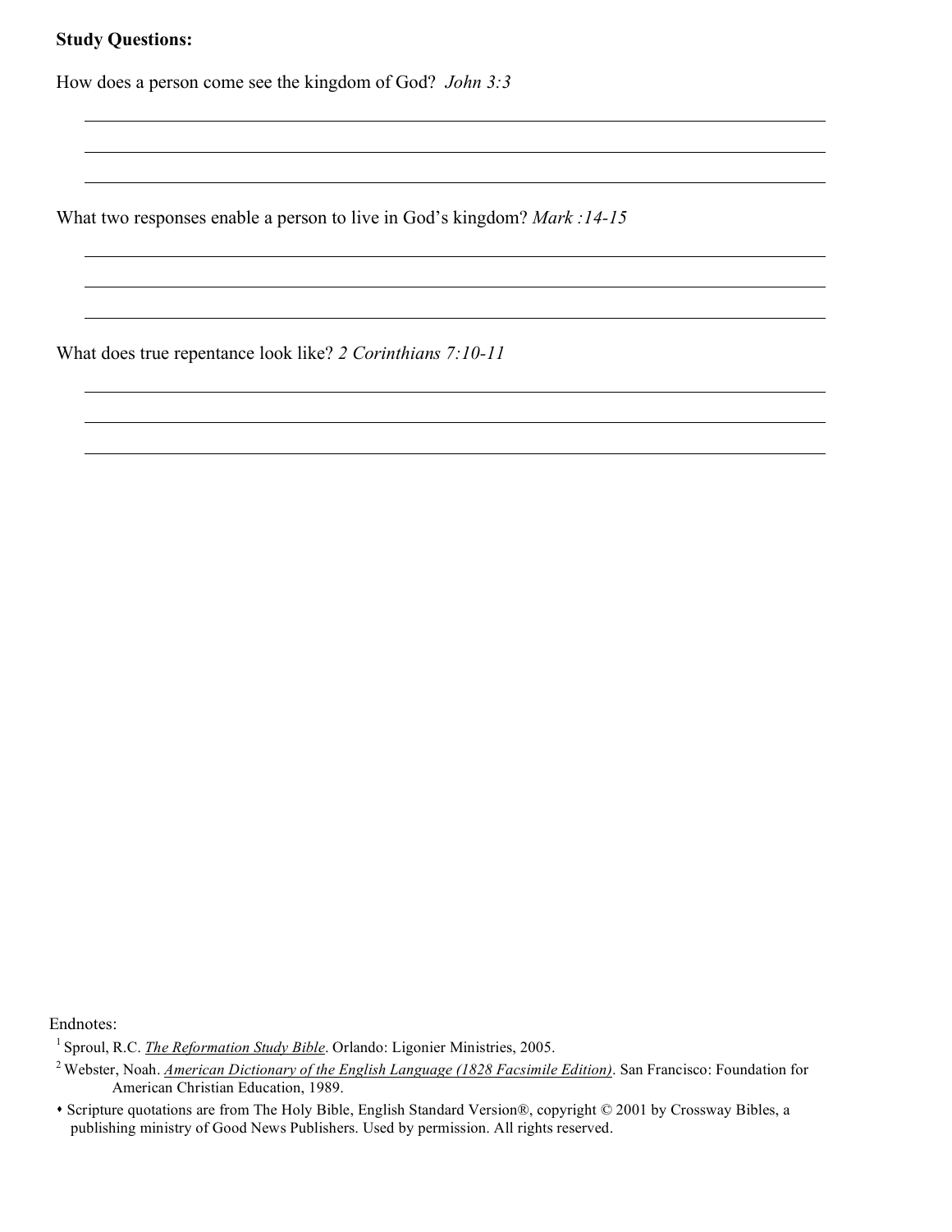**Study Questions:**

How does a person come see the kingdom of God? *John 3:3*

\_\_\_\_\_\_\_\_\_\_\_\_\_\_\_\_\_\_\_\_\_\_\_\_\_\_\_\_\_\_\_\_\_\_\_\_\_\_\_\_\_\_\_\_\_\_\_\_\_\_\_\_\_\_\_\_

\_\_\_\_\_\_\_\_\_\_\_\_\_\_\_\_\_\_\_\_\_\_\_\_\_\_\_\_\_\_\_\_\_\_\_\_\_\_\_\_\_\_\_\_\_\_\_\_\_\_\_\_\_\_\_\_

\_\_\_\_\_\_\_\_\_\_\_\_\_\_\_\_\_\_\_\_\_\_\_\_\_\_\_\_\_\_\_\_\_\_\_\_\_\_\_\_\_\_\_\_\_\_\_\_\_\_\_\_\_\_\_\_

What two responses enable a person to live in God's kingdom? *Mark :14-15*

\_\_\_\_\_\_\_\_\_\_\_\_\_\_\_\_\_\_\_\_\_\_\_\_\_\_\_\_\_\_\_\_\_\_\_\_\_\_\_\_\_\_\_\_\_\_\_\_\_\_\_\_\_\_\_\_

\_\_\_\_\_\_\_\_\_\_\_\_\_\_\_\_\_\_\_\_\_\_\_\_\_\_\_\_\_\_\_\_\_\_\_\_\_\_\_\_\_\_\_\_\_\_\_\_\_\_\_\_\_\_\_\_

\_\_\_\_\_\_\_\_\_\_\_\_\_\_\_\_\_\_\_\_\_\_\_\_\_\_\_\_\_\_\_\_\_\_\_\_\_\_\_\_\_\_\_\_\_\_\_\_\_\_\_\_\_\_\_\_

What does true repentance look like? *2 Corinthians 7:10-11*

\_\_\_\_\_\_\_\_\_\_\_\_\_\_\_\_\_\_\_\_\_\_\_\_\_\_\_\_\_\_\_\_\_\_\_\_\_\_\_\_\_\_\_\_\_\_\_\_\_\_\_\_\_\_\_\_

\_\_\_\_\_\_\_\_\_\_\_\_\_\_\_\_\_\_\_\_\_\_\_\_\_\_\_\_\_\_\_\_\_\_\_\_\_\_\_\_\_\_\_\_\_\_\_\_\_\_\_\_\_\_\_\_

\_\_\_\_\_\_\_\_\_\_\_\_\_\_\_\_\_\_\_\_\_\_\_\_\_\_\_\_\_\_\_\_\_\_\_\_\_\_\_\_\_\_\_\_\_\_\_\_\_\_\_\_\_\_\_\_

Endnotes:

[1] Sproul, R.C. *The Reformation Study Bible*. Orlando: Ligonier Ministries, 2005.

[2] Webster, Noah. *American Dictionary of the English Language (1828 Facsimile Edition)*. San Francisco: Foundation for American Christian Education, 1989.

⬩ Scripture quotations are from The Holy Bible, English Standard Version®, copyright © 2001 by Crossway Bibles, a publishing ministry of Good News Publishers. Used by permission. All rights reserved.